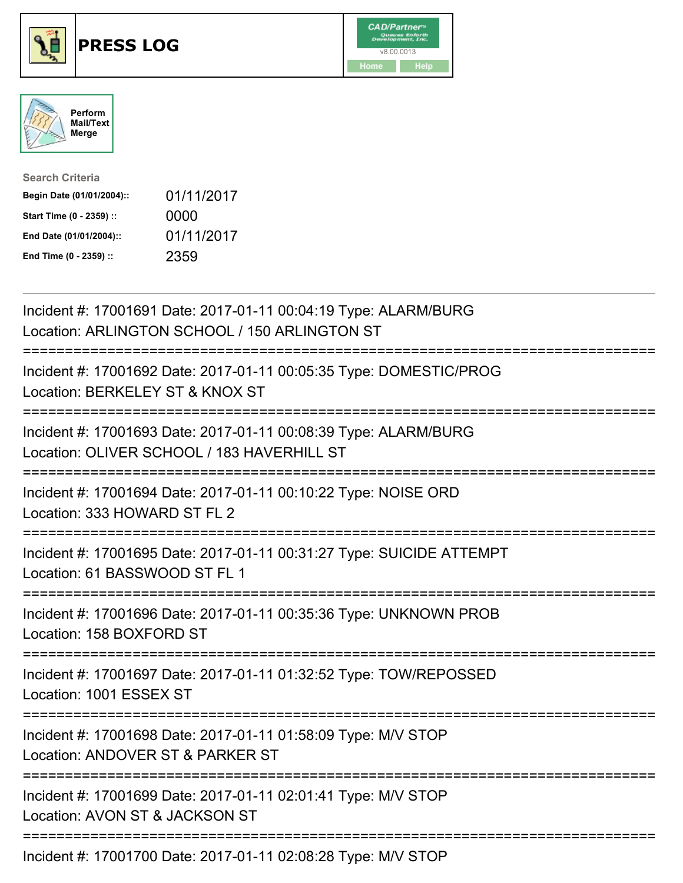# PRESS LOG

CAD/Partner™
v8.00.0013
Home Help

Perform Mail/Text Merge

**Search Criteria**

| | |
|---|---|
| **Begin Date (01/01/2004)::** | 01/11/2017 |
| **Start Time (0 - 2359) ::** | 0000 |
| **End Date (01/01/2004)::** | 01/11/2017 |
| **End Time (0 - 2359) ::** | 2359 |

---

Incident #: 17001691 Date: 2017-01-11 00:04:19 Type: ALARM/BURG
Location: ARLINGTON SCHOOL / 150 ARLINGTON ST

===========================================================================

Incident #: 17001692 Date: 2017-01-11 00:05:35 Type: DOMESTIC/PROG
Location: BERKELEY ST & KNOX ST

===========================================================================

Incident #: 17001693 Date: 2017-01-11 00:08:39 Type: ALARM/BURG
Location: OLIVER SCHOOL / 183 HAVERHILL ST

===========================================================================

Incident #: 17001694 Date: 2017-01-11 00:10:22 Type: NOISE ORD
Location: 333 HOWARD ST FL 2

===========================================================================

Incident #: 17001695 Date: 2017-01-11 00:31:27 Type: SUICIDE ATTEMPT
Location: 61 BASSWOOD ST FL 1

===========================================================================

Incident #: 17001696 Date: 2017-01-11 00:35:36 Type: UNKNOWN PROB
Location: 158 BOXFORD ST

===========================================================================

Incident #: 17001697 Date: 2017-01-11 01:32:52 Type: TOW/REPOSSED
Location: 1001 ESSEX ST

===========================================================================

Incident #: 17001698 Date: 2017-01-11 01:58:09 Type: M/V STOP
Location: ANDOVER ST & PARKER ST

===========================================================================

Incident #: 17001699 Date: 2017-01-11 02:01:41 Type: M/V STOP
Location: AVON ST & JACKSON ST

===========================================================================

Incident #: 17001700 Date: 2017-01-11 02:08:28 Type: M/V STOP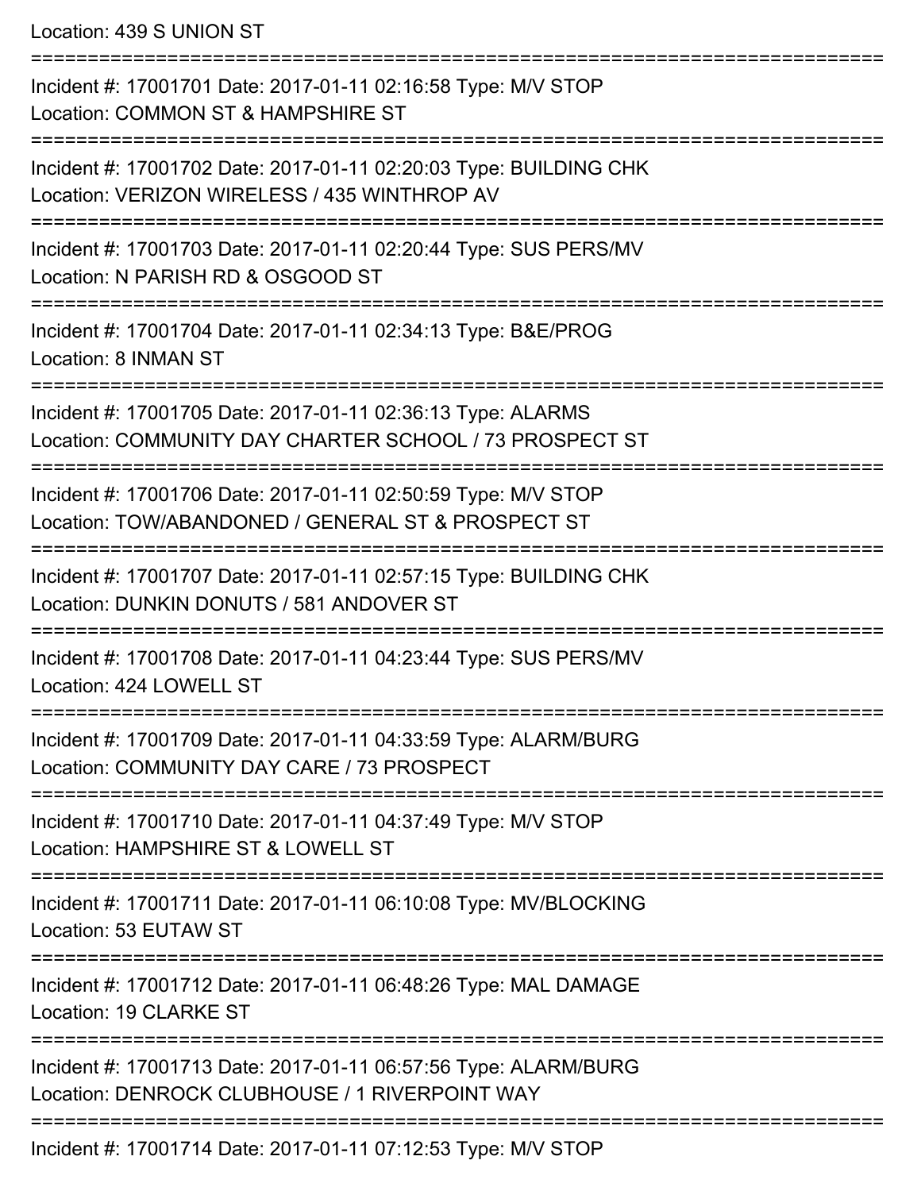Location: 439 S UNION ST

===========================================================================

Incident #: 17001701 Date: 2017-01-11 02:16:58 Type: M/V STOP
Location: COMMON ST & HAMPSHIRE ST

===========================================================================

Incident #: 17001702 Date: 2017-01-11 02:20:03 Type: BUILDING CHK
Location: VERIZON WIRELESS / 435 WINTHROP AV

===========================================================================

Incident #: 17001703 Date: 2017-01-11 02:20:44 Type: SUS PERS/MV
Location: N PARISH RD & OSGOOD ST

===========================================================================

Incident #: 17001704 Date: 2017-01-11 02:34:13 Type: B&E/PROG
Location: 8 INMAN ST

===========================================================================

Incident #: 17001705 Date: 2017-01-11 02:36:13 Type: ALARMS
Location: COMMUNITY DAY CHARTER SCHOOL / 73 PROSPECT ST

===========================================================================

Incident #: 17001706 Date: 2017-01-11 02:50:59 Type: M/V STOP
Location: TOW/ABANDONED / GENERAL ST & PROSPECT ST

===========================================================================

Incident #: 17001707 Date: 2017-01-11 02:57:15 Type: BUILDING CHK
Location: DUNKIN DONUTS / 581 ANDOVER ST

===========================================================================

Incident #: 17001708 Date: 2017-01-11 04:23:44 Type: SUS PERS/MV
Location: 424 LOWELL ST

===========================================================================

Incident #: 17001709 Date: 2017-01-11 04:33:59 Type: ALARM/BURG
Location: COMMUNITY DAY CARE / 73 PROSPECT

===========================================================================

Incident #: 17001710 Date: 2017-01-11 04:37:49 Type: M/V STOP
Location: HAMPSHIRE ST & LOWELL ST

===========================================================================

Incident #: 17001711 Date: 2017-01-11 06:10:08 Type: MV/BLOCKING
Location: 53 EUTAW ST

===========================================================================

Incident #: 17001712 Date: 2017-01-11 06:48:26 Type: MAL DAMAGE
Location: 19 CLARKE ST

===========================================================================

Incident #: 17001713 Date: 2017-01-11 06:57:56 Type: ALARM/BURG
Location: DENROCK CLUBHOUSE / 1 RIVERPOINT WAY

===========================================================================

Incident #: 17001714 Date: 2017-01-11 07:12:53 Type: M/V STOP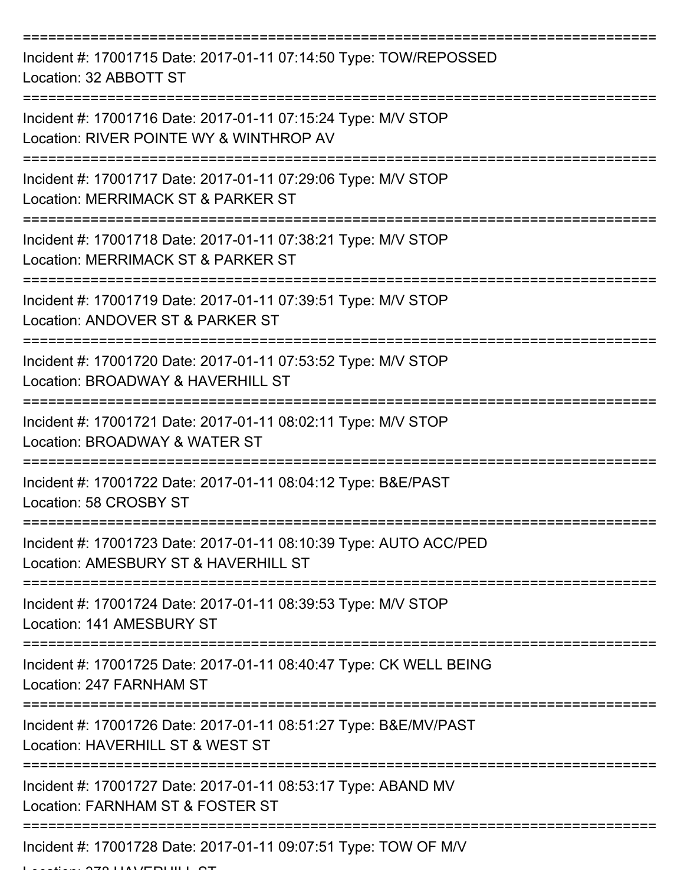===========================================================================

Incident #: 17001715 Date: 2017-01-11 07:14:50 Type: TOW/REPOSSED
Location: 32 ABBOTT ST

===========================================================================

Incident #: 17001716 Date: 2017-01-11 07:15:24 Type: M/V STOP
Location: RIVER POINTE WY & WINTHROP AV

===========================================================================

Incident #: 17001717 Date: 2017-01-11 07:29:06 Type: M/V STOP
Location: MERRIMACK ST & PARKER ST

===========================================================================

Incident #: 17001718 Date: 2017-01-11 07:38:21 Type: M/V STOP
Location: MERRIMACK ST & PARKER ST

===========================================================================

Incident #: 17001719 Date: 2017-01-11 07:39:51 Type: M/V STOP
Location: ANDOVER ST & PARKER ST

===========================================================================

Incident #: 17001720 Date: 2017-01-11 07:53:52 Type: M/V STOP
Location: BROADWAY & HAVERHILL ST

===========================================================================

Incident #: 17001721 Date: 2017-01-11 08:02:11 Type: M/V STOP
Location: BROADWAY & WATER ST

===========================================================================

Incident #: 17001722 Date: 2017-01-11 08:04:12 Type: B&E/PAST
Location: 58 CROSBY ST

===========================================================================

Incident #: 17001723 Date: 2017-01-11 08:10:39 Type: AUTO ACC/PED
Location: AMESBURY ST & HAVERHILL ST

===========================================================================

Incident #: 17001724 Date: 2017-01-11 08:39:53 Type: M/V STOP
Location: 141 AMESBURY ST

===========================================================================

Incident #: 17001725 Date: 2017-01-11 08:40:47 Type: CK WELL BEING
Location: 247 FARNHAM ST

===========================================================================

Incident #: 17001726 Date: 2017-01-11 08:51:27 Type: B&E/MV/PAST
Location: HAVERHILL ST & WEST ST

===========================================================================

Incident #: 17001727 Date: 2017-01-11 08:53:17 Type: ABAND MV
Location: FARNHAM ST & FOSTER ST

===========================================================================

Incident #: 17001728 Date: 2017-01-11 09:07:51 Type: TOW OF M/V
Location: 278 HAVERHILL ST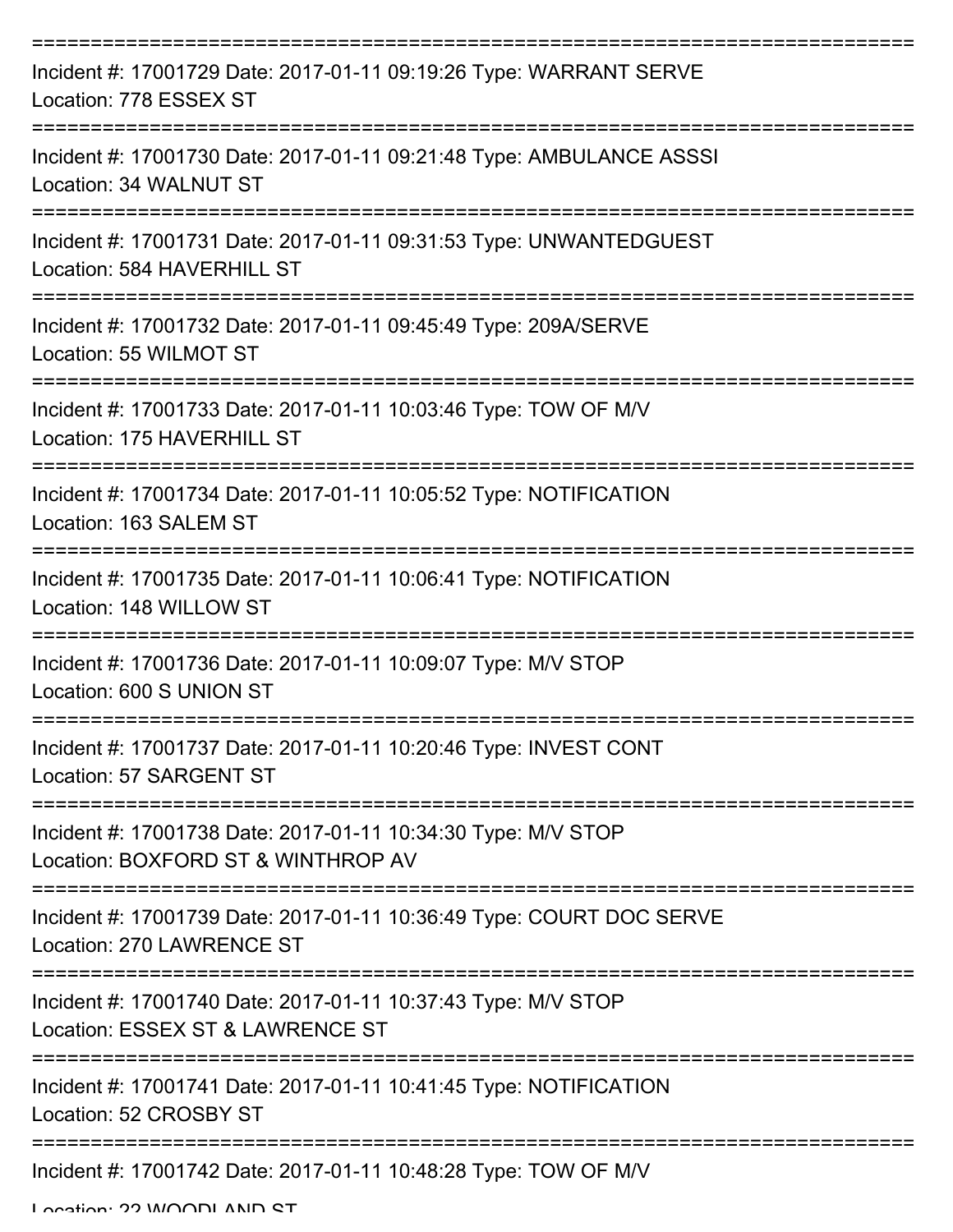===========================================================================

Incident #: 17001729 Date: 2017-01-11 09:19:26 Type: WARRANT SERVE
Location: 778 ESSEX ST

===========================================================================

Incident #: 17001730 Date: 2017-01-11 09:21:48 Type: AMBULANCE ASSSI
Location: 34 WALNUT ST

===========================================================================

Incident #: 17001731 Date: 2017-01-11 09:31:53 Type: UNWANTEDGUEST
Location: 584 HAVERHILL ST

===========================================================================

Incident #: 17001732 Date: 2017-01-11 09:45:49 Type: 209A/SERVE
Location: 55 WILMOT ST

===========================================================================

Incident #: 17001733 Date: 2017-01-11 10:03:46 Type: TOW OF M/V
Location: 175 HAVERHILL ST

===========================================================================

Incident #: 17001734 Date: 2017-01-11 10:05:52 Type: NOTIFICATION
Location: 163 SALEM ST

===========================================================================

Incident #: 17001735 Date: 2017-01-11 10:06:41 Type: NOTIFICATION
Location: 148 WILLOW ST

===========================================================================

Incident #: 17001736 Date: 2017-01-11 10:09:07 Type: M/V STOP
Location: 600 S UNION ST

===========================================================================

Incident #: 17001737 Date: 2017-01-11 10:20:46 Type: INVEST CONT
Location: 57 SARGENT ST

===========================================================================

Incident #: 17001738 Date: 2017-01-11 10:34:30 Type: M/V STOP
Location: BOXFORD ST & WINTHROP AV

===========================================================================

Incident #: 17001739 Date: 2017-01-11 10:36:49 Type: COURT DOC SERVE
Location: 270 LAWRENCE ST

===========================================================================

Incident #: 17001740 Date: 2017-01-11 10:37:43 Type: M/V STOP
Location: ESSEX ST & LAWRENCE ST

===========================================================================

Incident #: 17001741 Date: 2017-01-11 10:41:45 Type: NOTIFICATION
Location: 52 CROSBY ST

===========================================================================

Incident #: 17001742 Date: 2017-01-11 10:48:28 Type: TOW OF M/V
Location: 22 WOODLAND ST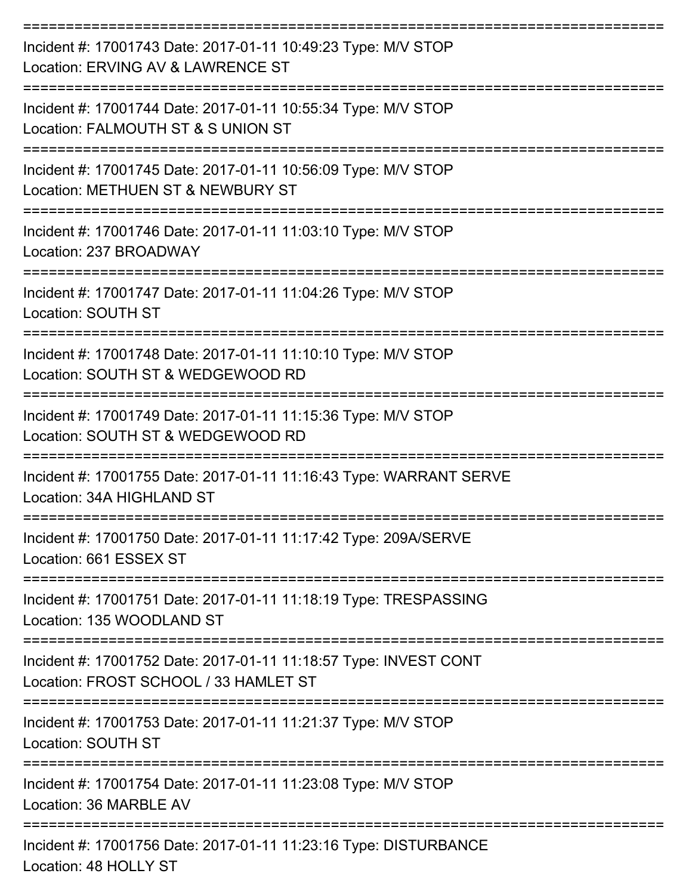===========================================================================

Incident #: 17001743 Date: 2017-01-11 10:49:23 Type: M/V STOP
Location: ERVING AV & LAWRENCE ST

===========================================================================

Incident #: 17001744 Date: 2017-01-11 10:55:34 Type: M/V STOP
Location: FALMOUTH ST & S UNION ST

===========================================================================

Incident #: 17001745 Date: 2017-01-11 10:56:09 Type: M/V STOP
Location: METHUEN ST & NEWBURY ST

===========================================================================

Incident #: 17001746 Date: 2017-01-11 11:03:10 Type: M/V STOP
Location: 237 BROADWAY

===========================================================================

Incident #: 17001747 Date: 2017-01-11 11:04:26 Type: M/V STOP
Location: SOUTH ST

===========================================================================

Incident #: 17001748 Date: 2017-01-11 11:10:10 Type: M/V STOP
Location: SOUTH ST & WEDGEWOOD RD

===========================================================================

Incident #: 17001749 Date: 2017-01-11 11:15:36 Type: M/V STOP
Location: SOUTH ST & WEDGEWOOD RD

===========================================================================

Incident #: 17001755 Date: 2017-01-11 11:16:43 Type: WARRANT SERVE
Location: 34A HIGHLAND ST

===========================================================================

Incident #: 17001750 Date: 2017-01-11 11:17:42 Type: 209A/SERVE
Location: 661 ESSEX ST

===========================================================================

Incident #: 17001751 Date: 2017-01-11 11:18:19 Type: TRESPASSING
Location: 135 WOODLAND ST

===========================================================================

Incident #: 17001752 Date: 2017-01-11 11:18:57 Type: INVEST CONT
Location: FROST SCHOOL / 33 HAMLET ST

===========================================================================

Incident #: 17001753 Date: 2017-01-11 11:21:37 Type: M/V STOP
Location: SOUTH ST

===========================================================================

Incident #: 17001754 Date: 2017-01-11 11:23:08 Type: M/V STOP
Location: 36 MARBLE AV

===========================================================================

Incident #: 17001756 Date: 2017-01-11 11:23:16 Type: DISTURBANCE
Location: 48 HOLLY ST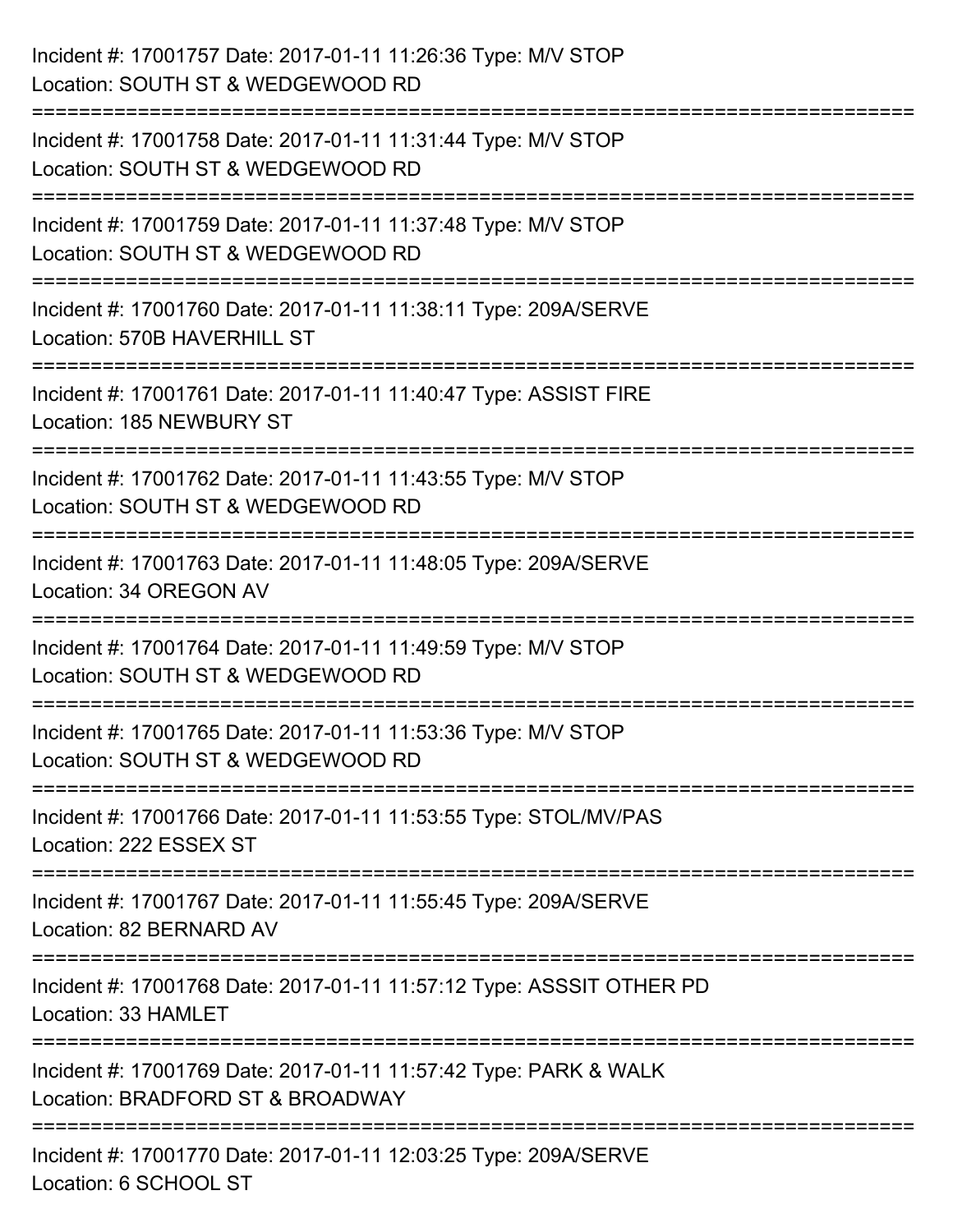Incident #: 17001757 Date: 2017-01-11 11:26:36 Type: M/V STOP
Location: SOUTH ST & WEDGEWOOD RD

===========================================================================

Incident #: 17001758 Date: 2017-01-11 11:31:44 Type: M/V STOP
Location: SOUTH ST & WEDGEWOOD RD

===========================================================================

Incident #: 17001759 Date: 2017-01-11 11:37:48 Type: M/V STOP
Location: SOUTH ST & WEDGEWOOD RD

===========================================================================

Incident #: 17001760 Date: 2017-01-11 11:38:11 Type: 209A/SERVE
Location: 570B HAVERHILL ST

===========================================================================

Incident #: 17001761 Date: 2017-01-11 11:40:47 Type: ASSIST FIRE
Location: 185 NEWBURY ST

===========================================================================

Incident #: 17001762 Date: 2017-01-11 11:43:55 Type: M/V STOP
Location: SOUTH ST & WEDGEWOOD RD

===========================================================================

Incident #: 17001763 Date: 2017-01-11 11:48:05 Type: 209A/SERVE
Location: 34 OREGON AV

===========================================================================

Incident #: 17001764 Date: 2017-01-11 11:49:59 Type: M/V STOP
Location: SOUTH ST & WEDGEWOOD RD

===========================================================================

Incident #: 17001765 Date: 2017-01-11 11:53:36 Type: M/V STOP
Location: SOUTH ST & WEDGEWOOD RD

===========================================================================

Incident #: 17001766 Date: 2017-01-11 11:53:55 Type: STOL/MV/PAS
Location: 222 ESSEX ST

===========================================================================

Incident #: 17001767 Date: 2017-01-11 11:55:45 Type: 209A/SERVE
Location: 82 BERNARD AV

===========================================================================

Incident #: 17001768 Date: 2017-01-11 11:57:12 Type: ASSSIT OTHER PD
Location: 33 HAMLET

===========================================================================

Incident #: 17001769 Date: 2017-01-11 11:57:42 Type: PARK & WALK
Location: BRADFORD ST & BROADWAY

===========================================================================

Incident #: 17001770 Date: 2017-01-11 12:03:25 Type: 209A/SERVE
Location: 6 SCHOOL ST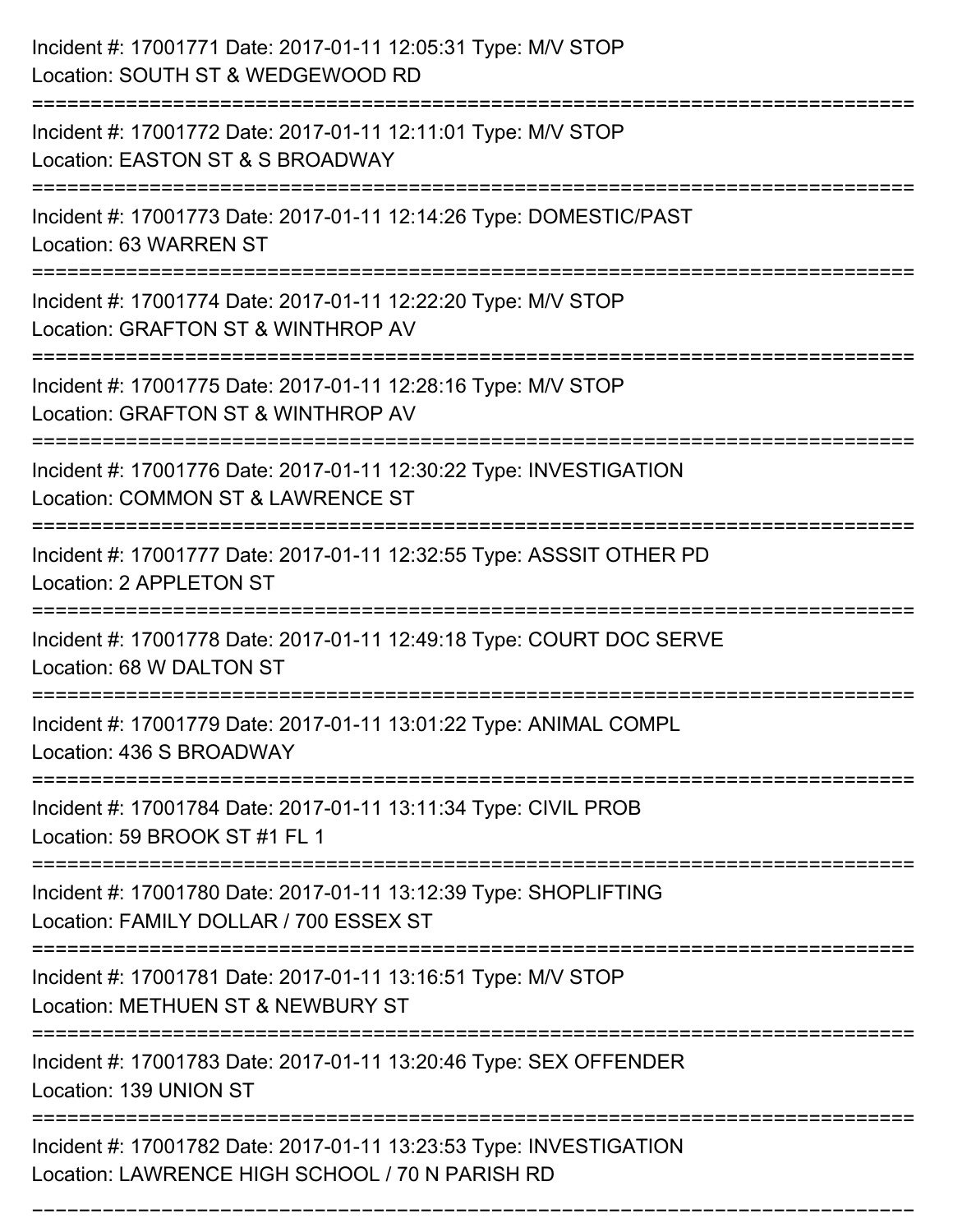Incident #: 17001771 Date: 2017-01-11 12:05:31 Type: M/V STOP
Location: SOUTH ST & WEDGEWOOD RD

===========================================================================

Incident #: 17001772 Date: 2017-01-11 12:11:01 Type: M/V STOP
Location: EASTON ST & S BROADWAY

===========================================================================

Incident #: 17001773 Date: 2017-01-11 12:14:26 Type: DOMESTIC/PAST
Location: 63 WARREN ST

===========================================================================

Incident #: 17001774 Date: 2017-01-11 12:22:20 Type: M/V STOP
Location: GRAFTON ST & WINTHROP AV

===========================================================================

Incident #: 17001775 Date: 2017-01-11 12:28:16 Type: M/V STOP
Location: GRAFTON ST & WINTHROP AV

===========================================================================

Incident #: 17001776 Date: 2017-01-11 12:30:22 Type: INVESTIGATION
Location: COMMON ST & LAWRENCE ST

===========================================================================

Incident #: 17001777 Date: 2017-01-11 12:32:55 Type: ASSSIT OTHER PD
Location: 2 APPLETON ST

===========================================================================

Incident #: 17001778 Date: 2017-01-11 12:49:18 Type: COURT DOC SERVE
Location: 68 W DALTON ST

===========================================================================

Incident #: 17001779 Date: 2017-01-11 13:01:22 Type: ANIMAL COMPL
Location: 436 S BROADWAY

===========================================================================

Incident #: 17001784 Date: 2017-01-11 13:11:34 Type: CIVIL PROB
Location: 59 BROOK ST #1 FL 1

===========================================================================

Incident #: 17001780 Date: 2017-01-11 13:12:39 Type: SHOPLIFTING
Location: FAMILY DOLLAR / 700 ESSEX ST

===========================================================================

Incident #: 17001781 Date: 2017-01-11 13:16:51 Type: M/V STOP
Location: METHUEN ST & NEWBURY ST

===========================================================================

Incident #: 17001783 Date: 2017-01-11 13:20:46 Type: SEX OFFENDER
Location: 139 UNION ST

===========================================================================

Incident #: 17001782 Date: 2017-01-11 13:23:53 Type: INVESTIGATION
Location: LAWRENCE HIGH SCHOOL / 70 N PARISH RD

===========================================================================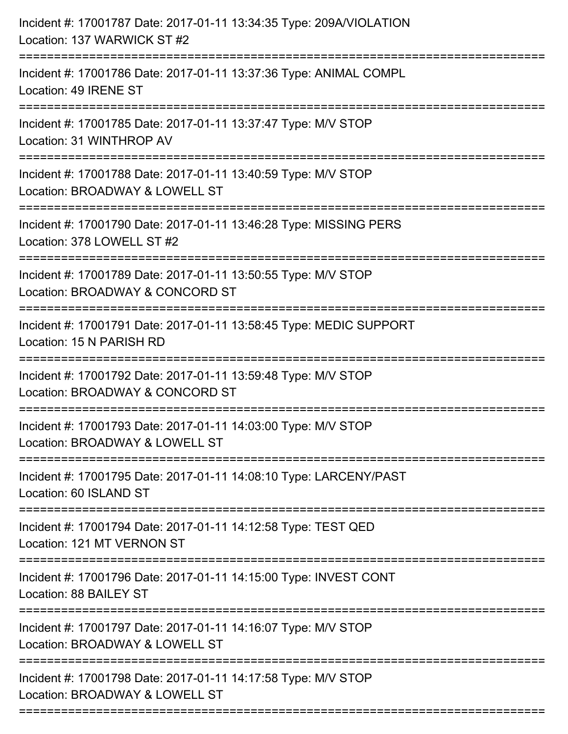Incident #: 17001787 Date: 2017-01-11 13:34:35 Type: 209A/VIOLATION
Location: 137 WARWICK ST #2

===========================================================================

Incident #: 17001786 Date: 2017-01-11 13:37:36 Type: ANIMAL COMPL
Location: 49 IRENE ST

===========================================================================

Incident #: 17001785 Date: 2017-01-11 13:37:47 Type: M/V STOP
Location: 31 WINTHROP AV

===========================================================================

Incident #: 17001788 Date: 2017-01-11 13:40:59 Type: M/V STOP
Location: BROADWAY & LOWELL ST

===========================================================================

Incident #: 17001790 Date: 2017-01-11 13:46:28 Type: MISSING PERS
Location: 378 LOWELL ST #2

===========================================================================

Incident #: 17001789 Date: 2017-01-11 13:50:55 Type: M/V STOP
Location: BROADWAY & CONCORD ST

===========================================================================

Incident #: 17001791 Date: 2017-01-11 13:58:45 Type: MEDIC SUPPORT
Location: 15 N PARISH RD

===========================================================================

Incident #: 17001792 Date: 2017-01-11 13:59:48 Type: M/V STOP
Location: BROADWAY & CONCORD ST

===========================================================================

Incident #: 17001793 Date: 2017-01-11 14:03:00 Type: M/V STOP
Location: BROADWAY & LOWELL ST

===========================================================================

Incident #: 17001795 Date: 2017-01-11 14:08:10 Type: LARCENY/PAST
Location: 60 ISLAND ST

===========================================================================

Incident #: 17001794 Date: 2017-01-11 14:12:58 Type: TEST QED
Location: 121 MT VERNON ST

===========================================================================

Incident #: 17001796 Date: 2017-01-11 14:15:00 Type: INVEST CONT
Location: 88 BAILEY ST

===========================================================================

Incident #: 17001797 Date: 2017-01-11 14:16:07 Type: M/V STOP
Location: BROADWAY & LOWELL ST

===========================================================================

Incident #: 17001798 Date: 2017-01-11 14:17:58 Type: M/V STOP
Location: BROADWAY & LOWELL ST

===========================================================================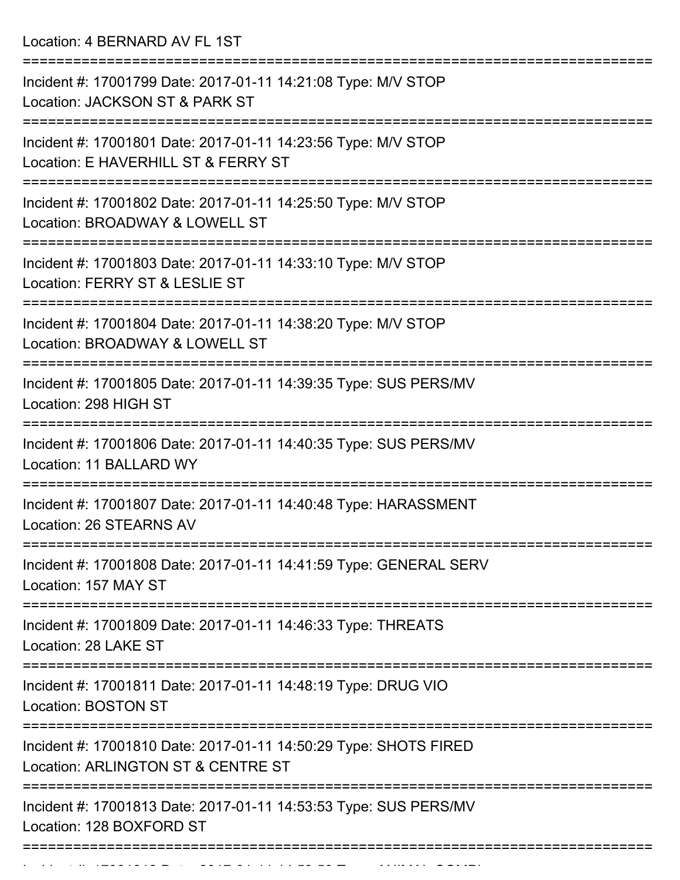Location: 4 BERNARD AV FL 1ST

===========================================================================

Incident #: 17001799 Date: 2017-01-11 14:21:08 Type: M/V STOP

Location: JACKSON ST & PARK ST

===========================================================================

Incident #: 17001801 Date: 2017-01-11 14:23:56 Type: M/V STOP

Location: E HAVERHILL ST & FERRY ST

===========================================================================

Incident #: 17001802 Date: 2017-01-11 14:25:50 Type: M/V STOP

Location: BROADWAY & LOWELL ST

===========================================================================

Incident #: 17001803 Date: 2017-01-11 14:33:10 Type: M/V STOP

Location: FERRY ST & LESLIE ST

===========================================================================

Incident #: 17001804 Date: 2017-01-11 14:38:20 Type: M/V STOP

Location: BROADWAY & LOWELL ST

===========================================================================

Incident #: 17001805 Date: 2017-01-11 14:39:35 Type: SUS PERS/MV

Location: 298 HIGH ST

===========================================================================

Incident #: 17001806 Date: 2017-01-11 14:40:35 Type: SUS PERS/MV

Location: 11 BALLARD WY

===========================================================================

Incident #: 17001807 Date: 2017-01-11 14:40:48 Type: HARASSMENT

Location: 26 STEARNS AV

===========================================================================

Incident #: 17001808 Date: 2017-01-11 14:41:59 Type: GENERAL SERV

Location: 157 MAY ST

===========================================================================

Incident #: 17001809 Date: 2017-01-11 14:46:33 Type: THREATS

Location: 28 LAKE ST

===========================================================================

Incident #: 17001811 Date: 2017-01-11 14:48:19 Type: DRUG VIO

Location: BOSTON ST

===========================================================================

Incident #: 17001810 Date: 2017-01-11 14:50:29 Type: SHOTS FIRED

Location: ARLINGTON ST & CENTRE ST

===========================================================================

Incident #: 17001813 Date: 2017-01-11 14:53:53 Type: SUS PERS/MV

Location: 128 BOXFORD ST

===========================================================================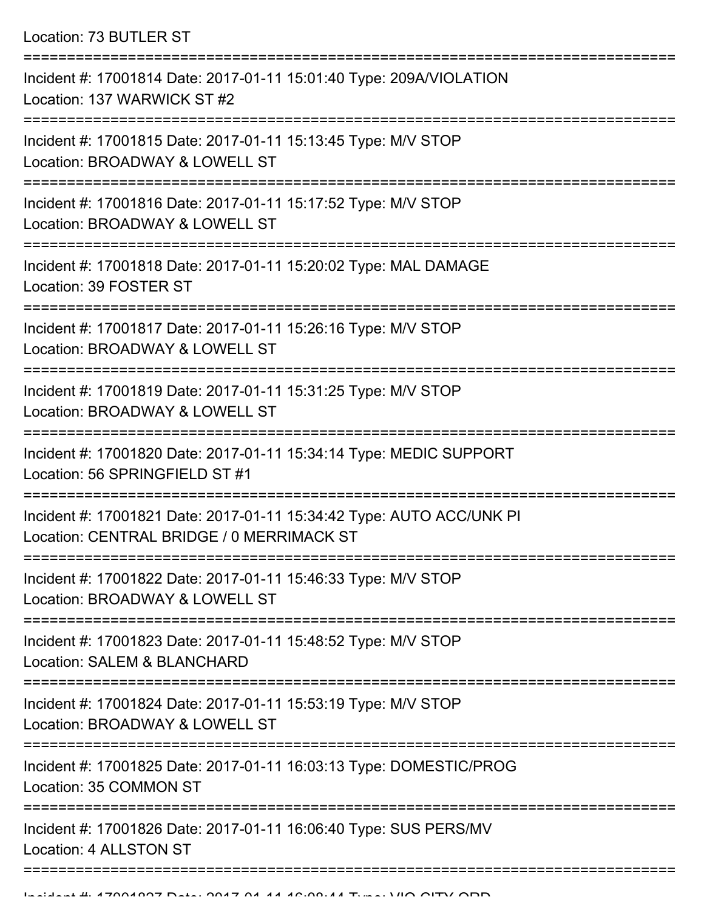Location: 73 BUTLER ST

===========================================================================

Incident #: 17001814 Date: 2017-01-11 15:01:40 Type: 209A/VIOLATION
Location: 137 WARWICK ST #2

===========================================================================

Incident #: 17001815 Date: 2017-01-11 15:13:45 Type: M/V STOP
Location: BROADWAY & LOWELL ST

===========================================================================

Incident #: 17001816 Date: 2017-01-11 15:17:52 Type: M/V STOP
Location: BROADWAY & LOWELL ST

===========================================================================

Incident #: 17001818 Date: 2017-01-11 15:20:02 Type: MAL DAMAGE
Location: 39 FOSTER ST

===========================================================================

Incident #: 17001817 Date: 2017-01-11 15:26:16 Type: M/V STOP
Location: BROADWAY & LOWELL ST

===========================================================================

Incident #: 17001819 Date: 2017-01-11 15:31:25 Type: M/V STOP
Location: BROADWAY & LOWELL ST

===========================================================================

Incident #: 17001820 Date: 2017-01-11 15:34:14 Type: MEDIC SUPPORT
Location: 56 SPRINGFIELD ST #1

===========================================================================

Incident #: 17001821 Date: 2017-01-11 15:34:42 Type: AUTO ACC/UNK PI
Location: CENTRAL BRIDGE / 0 MERRIMACK ST

===========================================================================

Incident #: 17001822 Date: 2017-01-11 15:46:33 Type: M/V STOP
Location: BROADWAY & LOWELL ST

===========================================================================

Incident #: 17001823 Date: 2017-01-11 15:48:52 Type: M/V STOP
Location: SALEM & BLANCHARD

===========================================================================

Incident #: 17001824 Date: 2017-01-11 15:53:19 Type: M/V STOP
Location: BROADWAY & LOWELL ST

===========================================================================

Incident #: 17001825 Date: 2017-01-11 16:03:13 Type: DOMESTIC/PROG
Location: 35 COMMON ST

===========================================================================

Incident #: 17001826 Date: 2017-01-11 16:06:40 Type: SUS PERS/MV
Location: 4 ALLSTON ST

===========================================================================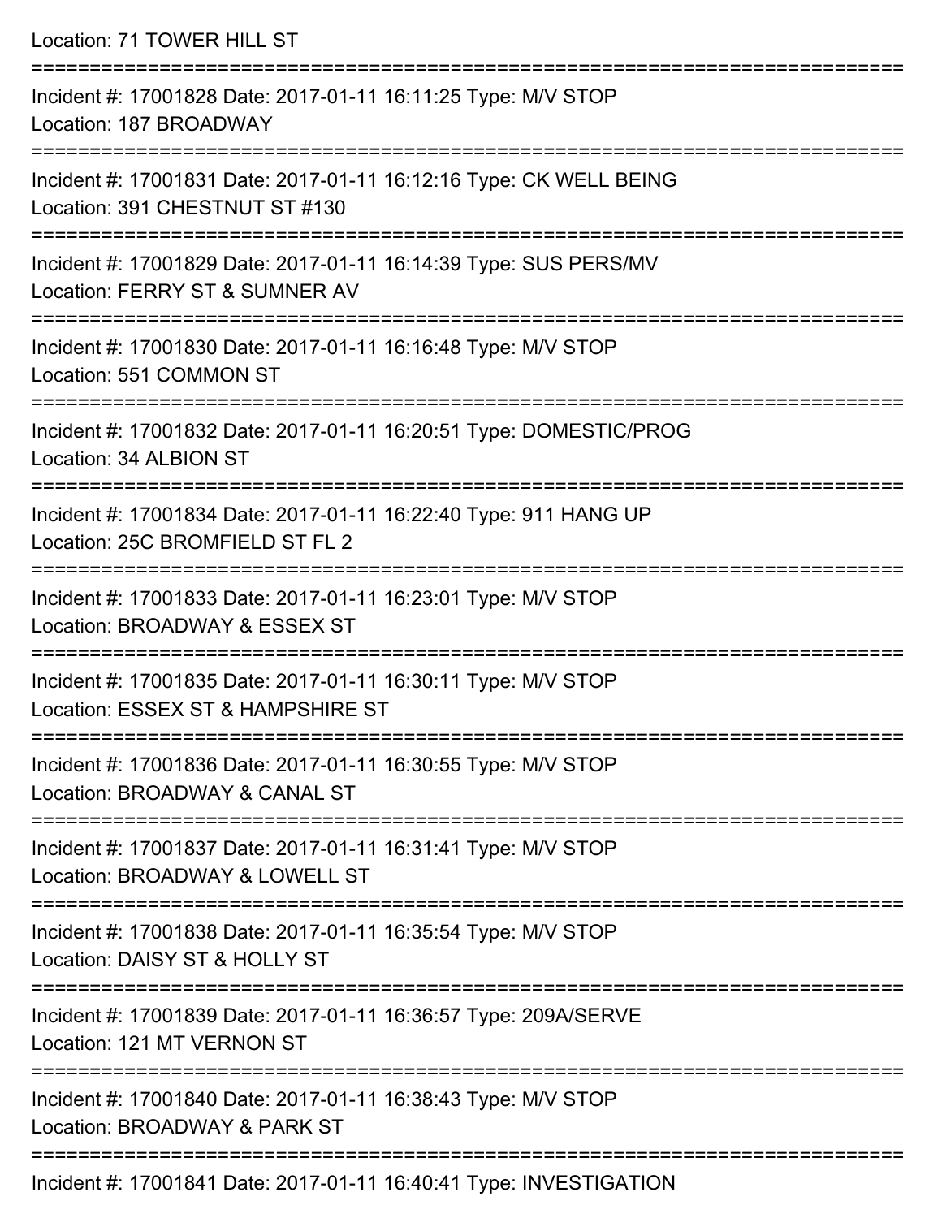Location: 71 TOWER HILL ST

===========================================================================

Incident #: 17001828 Date: 2017-01-11 16:11:25 Type: M/V STOP
Location: 187 BROADWAY

===========================================================================

Incident #: 17001831 Date: 2017-01-11 16:12:16 Type: CK WELL BEING
Location: 391 CHESTNUT ST #130

===========================================================================

Incident #: 17001829 Date: 2017-01-11 16:14:39 Type: SUS PERS/MV
Location: FERRY ST & SUMNER AV

===========================================================================

Incident #: 17001830 Date: 2017-01-11 16:16:48 Type: M/V STOP
Location: 551 COMMON ST

===========================================================================

Incident #: 17001832 Date: 2017-01-11 16:20:51 Type: DOMESTIC/PROG
Location: 34 ALBION ST

===========================================================================

Incident #: 17001834 Date: 2017-01-11 16:22:40 Type: 911 HANG UP
Location: 25C BROMFIELD ST FL 2

===========================================================================

Incident #: 17001833 Date: 2017-01-11 16:23:01 Type: M/V STOP
Location: BROADWAY & ESSEX ST

===========================================================================

Incident #: 17001835 Date: 2017-01-11 16:30:11 Type: M/V STOP
Location: ESSEX ST & HAMPSHIRE ST

===========================================================================

Incident #: 17001836 Date: 2017-01-11 16:30:55 Type: M/V STOP
Location: BROADWAY & CANAL ST

===========================================================================

Incident #: 17001837 Date: 2017-01-11 16:31:41 Type: M/V STOP
Location: BROADWAY & LOWELL ST

===========================================================================

Incident #: 17001838 Date: 2017-01-11 16:35:54 Type: M/V STOP
Location: DAISY ST & HOLLY ST

===========================================================================

Incident #: 17001839 Date: 2017-01-11 16:36:57 Type: 209A/SERVE
Location: 121 MT VERNON ST

===========================================================================

Incident #: 17001840 Date: 2017-01-11 16:38:43 Type: M/V STOP
Location: BROADWAY & PARK ST

===========================================================================

Incident #: 17001841 Date: 2017-01-11 16:40:41 Type: INVESTIGATION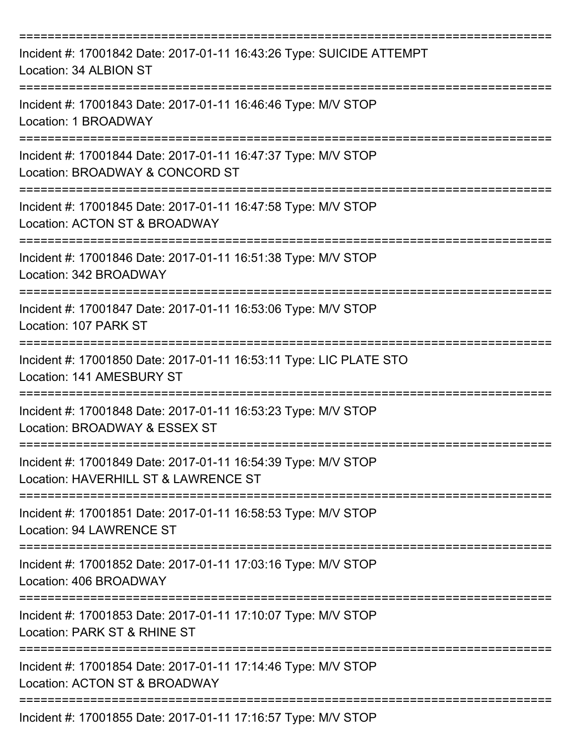===========================================================================

Incident #: 17001842 Date: 2017-01-11 16:43:26 Type: SUICIDE ATTEMPT
Location: 34 ALBION ST

===========================================================================

Incident #: 17001843 Date: 2017-01-11 16:46:46 Type: M/V STOP
Location: 1 BROADWAY

===========================================================================

Incident #: 17001844 Date: 2017-01-11 16:47:37 Type: M/V STOP
Location: BROADWAY & CONCORD ST

===========================================================================

Incident #: 17001845 Date: 2017-01-11 16:47:58 Type: M/V STOP
Location: ACTON ST & BROADWAY

===========================================================================

Incident #: 17001846 Date: 2017-01-11 16:51:38 Type: M/V STOP
Location: 342 BROADWAY

===========================================================================

Incident #: 17001847 Date: 2017-01-11 16:53:06 Type: M/V STOP
Location: 107 PARK ST

===========================================================================

Incident #: 17001850 Date: 2017-01-11 16:53:11 Type: LIC PLATE STO
Location: 141 AMESBURY ST

===========================================================================

Incident #: 17001848 Date: 2017-01-11 16:53:23 Type: M/V STOP
Location: BROADWAY & ESSEX ST

===========================================================================

Incident #: 17001849 Date: 2017-01-11 16:54:39 Type: M/V STOP
Location: HAVERHILL ST & LAWRENCE ST

===========================================================================

Incident #: 17001851 Date: 2017-01-11 16:58:53 Type: M/V STOP
Location: 94 LAWRENCE ST

===========================================================================

Incident #: 17001852 Date: 2017-01-11 17:03:16 Type: M/V STOP
Location: 406 BROADWAY

===========================================================================

Incident #: 17001853 Date: 2017-01-11 17:10:07 Type: M/V STOP
Location: PARK ST & RHINE ST

===========================================================================

Incident #: 17001854 Date: 2017-01-11 17:14:46 Type: M/V STOP
Location: ACTON ST & BROADWAY

===========================================================================

Incident #: 17001855 Date: 2017-01-11 17:16:57 Type: M/V STOP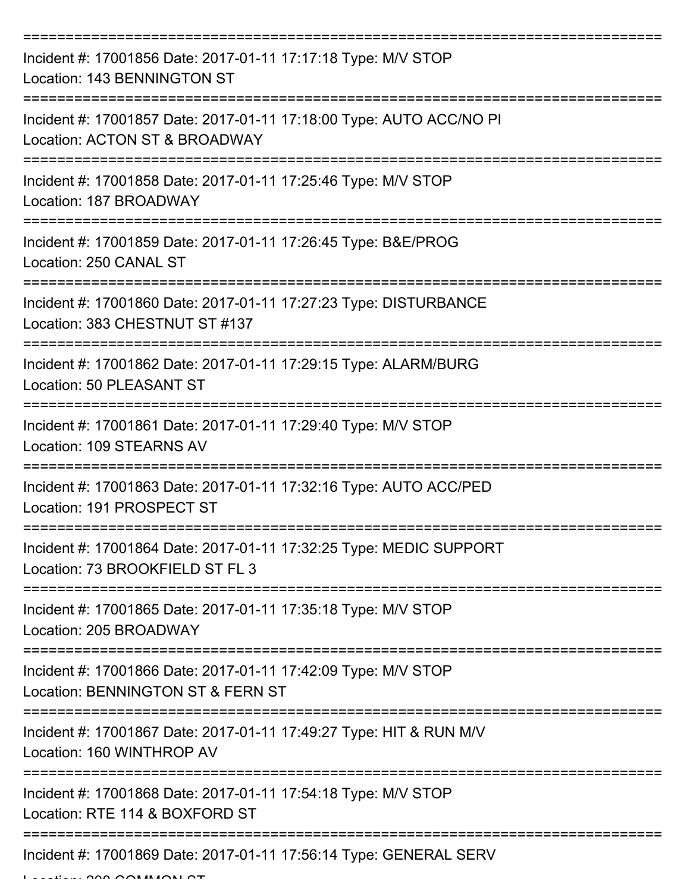===========================================================================

Incident #: 17001856 Date: 2017-01-11 17:17:18 Type: M/V STOP

Location: 143 BENNINGTON ST

===========================================================================

Incident #: 17001857 Date: 2017-01-11 17:18:00 Type: AUTO ACC/NO PI

Location: ACTON ST & BROADWAY

===========================================================================

Incident #: 17001858 Date: 2017-01-11 17:25:46 Type: M/V STOP

Location: 187 BROADWAY

===========================================================================

Incident #: 17001859 Date: 2017-01-11 17:26:45 Type: B&E/PROG

Location: 250 CANAL ST

===========================================================================

Incident #: 17001860 Date: 2017-01-11 17:27:23 Type: DISTURBANCE

Location: 383 CHESTNUT ST #137

===========================================================================

Incident #: 17001862 Date: 2017-01-11 17:29:15 Type: ALARM/BURG

Location: 50 PLEASANT ST

===========================================================================

Incident #: 17001861 Date: 2017-01-11 17:29:40 Type: M/V STOP

Location: 109 STEARNS AV

===========================================================================

Incident #: 17001863 Date: 2017-01-11 17:32:16 Type: AUTO ACC/PED

Location: 191 PROSPECT ST

===========================================================================

Incident #: 17001864 Date: 2017-01-11 17:32:25 Type: MEDIC SUPPORT

Location: 73 BROOKFIELD ST FL 3

===========================================================================

Incident #: 17001865 Date: 2017-01-11 17:35:18 Type: M/V STOP

Location: 205 BROADWAY

===========================================================================

Incident #: 17001866 Date: 2017-01-11 17:42:09 Type: M/V STOP

Location: BENNINGTON ST & FERN ST

===========================================================================

Incident #: 17001867 Date: 2017-01-11 17:49:27 Type: HIT & RUN M/V

Location: 160 WINTHROP AV

===========================================================================

Incident #: 17001868 Date: 2017-01-11 17:54:18 Type: M/V STOP

Location: RTE 114 & BOXFORD ST

===========================================================================

Incident #: 17001869 Date: 2017-01-11 17:56:14 Type: GENERAL SERV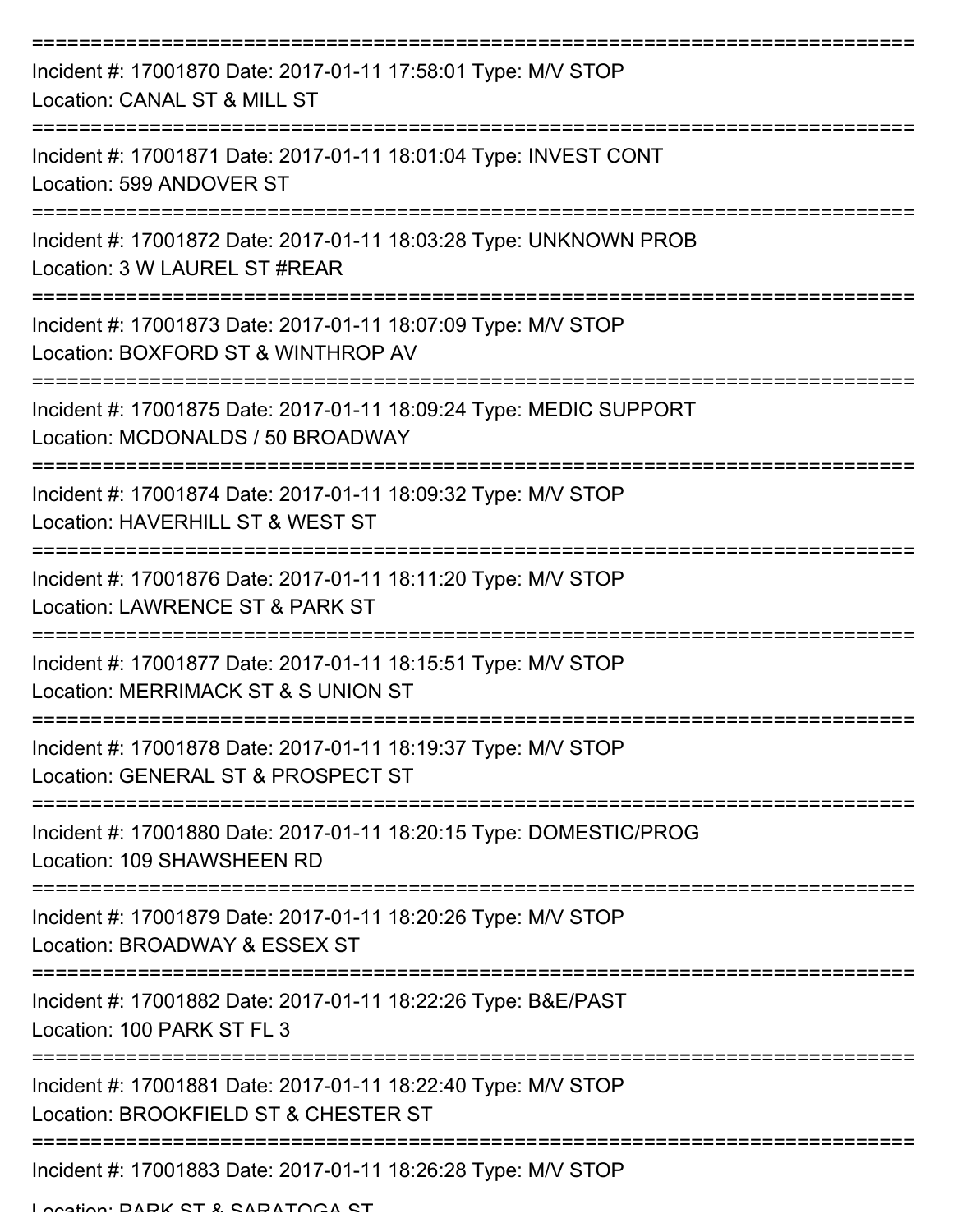===========================================================================

Incident #: 17001870 Date: 2017-01-11 17:58:01 Type: M/V STOP
Location: CANAL ST & MILL ST

===========================================================================

Incident #: 17001871 Date: 2017-01-11 18:01:04 Type: INVEST CONT
Location: 599 ANDOVER ST

===========================================================================

Incident #: 17001872 Date: 2017-01-11 18:03:28 Type: UNKNOWN PROB
Location: 3 W LAUREL ST #REAR

===========================================================================

Incident #: 17001873 Date: 2017-01-11 18:07:09 Type: M/V STOP
Location: BOXFORD ST & WINTHROP AV

===========================================================================

Incident #: 17001875 Date: 2017-01-11 18:09:24 Type: MEDIC SUPPORT
Location: MCDONALDS / 50 BROADWAY

===========================================================================

Incident #: 17001874 Date: 2017-01-11 18:09:32 Type: M/V STOP
Location: HAVERHILL ST & WEST ST

===========================================================================

Incident #: 17001876 Date: 2017-01-11 18:11:20 Type: M/V STOP
Location: LAWRENCE ST & PARK ST

===========================================================================

Incident #: 17001877 Date: 2017-01-11 18:15:51 Type: M/V STOP
Location: MERRIMACK ST & S UNION ST

===========================================================================

Incident #: 17001878 Date: 2017-01-11 18:19:37 Type: M/V STOP
Location: GENERAL ST & PROSPECT ST

===========================================================================

Incident #: 17001880 Date: 2017-01-11 18:20:15 Type: DOMESTIC/PROG
Location: 109 SHAWSHEEN RD

===========================================================================

Incident #: 17001879 Date: 2017-01-11 18:20:26 Type: M/V STOP
Location: BROADWAY & ESSEX ST

===========================================================================

Incident #: 17001882 Date: 2017-01-11 18:22:26 Type: B&E/PAST
Location: 100 PARK ST FL 3

===========================================================================

Incident #: 17001881 Date: 2017-01-11 18:22:40 Type: M/V STOP
Location: BROOKFIELD ST & CHESTER ST

===========================================================================

Incident #: 17001883 Date: 2017-01-11 18:26:28 Type: M/V STOP
Location: PARK ST & SARATOGA ST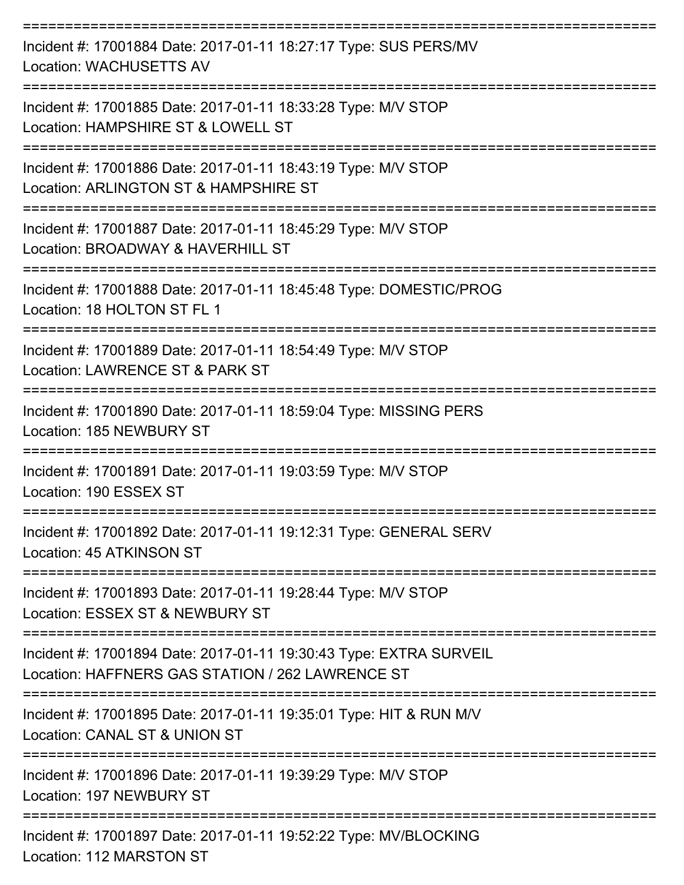===========================================================================
Incident #: 17001884 Date: 2017-01-11 18:27:17 Type: SUS PERS/MV
Location: WACHUSETTS AV
===========================================================================
Incident #: 17001885 Date: 2017-01-11 18:33:28 Type: M/V STOP
Location: HAMPSHIRE ST & LOWELL ST
===========================================================================
Incident #: 17001886 Date: 2017-01-11 18:43:19 Type: M/V STOP
Location: ARLINGTON ST & HAMPSHIRE ST
===========================================================================
Incident #: 17001887 Date: 2017-01-11 18:45:29 Type: M/V STOP
Location: BROADWAY & HAVERHILL ST
===========================================================================
Incident #: 17001888 Date: 2017-01-11 18:45:48 Type: DOMESTIC/PROG
Location: 18 HOLTON ST FL 1
===========================================================================
Incident #: 17001889 Date: 2017-01-11 18:54:49 Type: M/V STOP
Location: LAWRENCE ST & PARK ST
===========================================================================
Incident #: 17001890 Date: 2017-01-11 18:59:04 Type: MISSING PERS
Location: 185 NEWBURY ST
===========================================================================
Incident #: 17001891 Date: 2017-01-11 19:03:59 Type: M/V STOP
Location: 190 ESSEX ST
===========================================================================
Incident #: 17001892 Date: 2017-01-11 19:12:31 Type: GENERAL SERV
Location: 45 ATKINSON ST
===========================================================================
Incident #: 17001893 Date: 2017-01-11 19:28:44 Type: M/V STOP
Location: ESSEX ST & NEWBURY ST
===========================================================================
Incident #: 17001894 Date: 2017-01-11 19:30:43 Type: EXTRA SURVEIL
Location: HAFFNERS GAS STATION / 262 LAWRENCE ST
===========================================================================
Incident #: 17001895 Date: 2017-01-11 19:35:01 Type: HIT & RUN M/V
Location: CANAL ST & UNION ST
===========================================================================
Incident #: 17001896 Date: 2017-01-11 19:39:29 Type: M/V STOP
Location: 197 NEWBURY ST
===========================================================================
Incident #: 17001897 Date: 2017-01-11 19:52:22 Type: MV/BLOCKING
Location: 112 MARSTON ST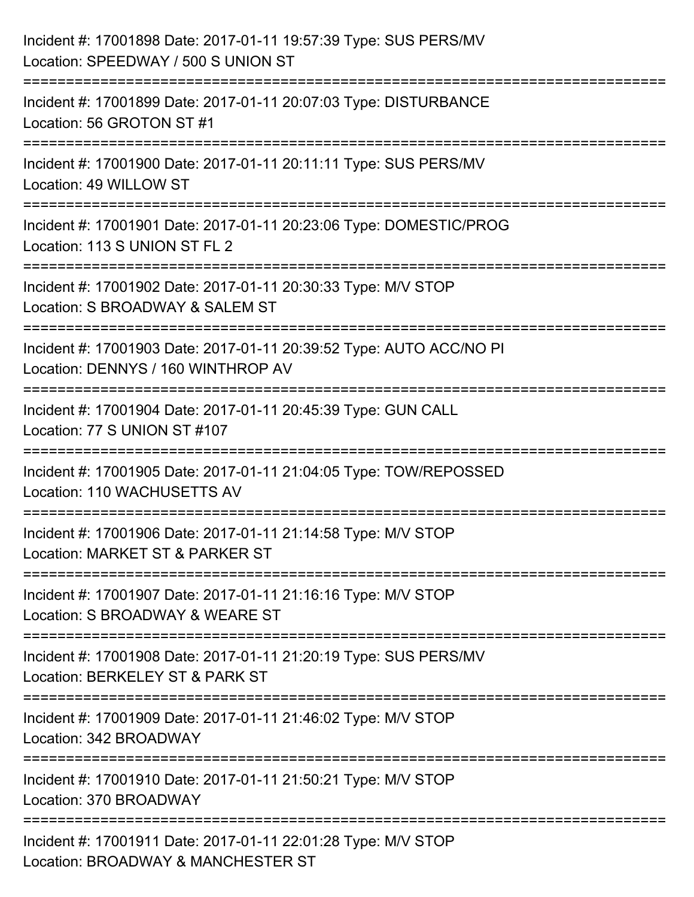Incident #: 17001898 Date: 2017-01-11 19:57:39 Type: SUS PERS/MV
Location: SPEEDWAY / 500 S UNION ST

===========================================================================

Incident #: 17001899 Date: 2017-01-11 20:07:03 Type: DISTURBANCE
Location: 56 GROTON ST #1

===========================================================================

Incident #: 17001900 Date: 2017-01-11 20:11:11 Type: SUS PERS/MV
Location: 49 WILLOW ST

===========================================================================

Incident #: 17001901 Date: 2017-01-11 20:23:06 Type: DOMESTIC/PROG
Location: 113 S UNION ST FL 2

===========================================================================

Incident #: 17001902 Date: 2017-01-11 20:30:33 Type: M/V STOP
Location: S BROADWAY & SALEM ST

===========================================================================

Incident #: 17001903 Date: 2017-01-11 20:39:52 Type: AUTO ACC/NO PI
Location: DENNYS / 160 WINTHROP AV

===========================================================================

Incident #: 17001904 Date: 2017-01-11 20:45:39 Type: GUN CALL
Location: 77 S UNION ST #107

===========================================================================

Incident #: 17001905 Date: 2017-01-11 21:04:05 Type: TOW/REPOSSED
Location: 110 WACHUSETTS AV

===========================================================================

Incident #: 17001906 Date: 2017-01-11 21:14:58 Type: M/V STOP
Location: MARKET ST & PARKER ST

===========================================================================

Incident #: 17001907 Date: 2017-01-11 21:16:16 Type: M/V STOP
Location: S BROADWAY & WEARE ST

===========================================================================

Incident #: 17001908 Date: 2017-01-11 21:20:19 Type: SUS PERS/MV
Location: BERKELEY ST & PARK ST

===========================================================================

Incident #: 17001909 Date: 2017-01-11 21:46:02 Type: M/V STOP
Location: 342 BROADWAY

===========================================================================

Incident #: 17001910 Date: 2017-01-11 21:50:21 Type: M/V STOP
Location: 370 BROADWAY

===========================================================================

Incident #: 17001911 Date: 2017-01-11 22:01:28 Type: M/V STOP
Location: BROADWAY & MANCHESTER ST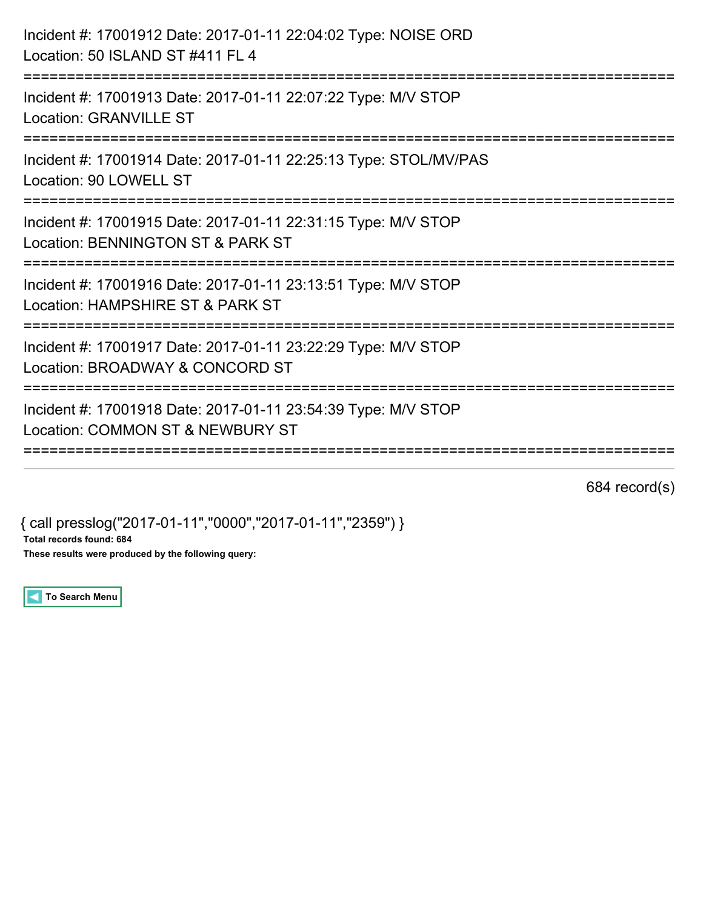Incident #: 17001912 Date: 2017-01-11 22:04:02 Type: NOISE ORD
Location: 50 ISLAND ST #411 FL 4

===========================================================================

Incident #: 17001913 Date: 2017-01-11 22:07:22 Type: M/V STOP
Location: GRANVILLE ST

===========================================================================

Incident #: 17001914 Date: 2017-01-11 22:25:13 Type: STOL/MV/PAS
Location: 90 LOWELL ST

===========================================================================

Incident #: 17001915 Date: 2017-01-11 22:31:15 Type: M/V STOP
Location: BENNINGTON ST & PARK ST

===========================================================================

Incident #: 17001916 Date: 2017-01-11 23:13:51 Type: M/V STOP
Location: HAMPSHIRE ST & PARK ST

===========================================================================

Incident #: 17001917 Date: 2017-01-11 23:22:29 Type: M/V STOP
Location: BROADWAY & CONCORD ST

===========================================================================

Incident #: 17001918 Date: 2017-01-11 23:54:39 Type: M/V STOP
Location: COMMON ST & NEWBURY ST

===========================================================================

684 record(s)

{ call presslog("2017-01-11","0000","2017-01-11","2359") }

**Total records found: 684**

**These results were produced by the following query:**

To Search Menu